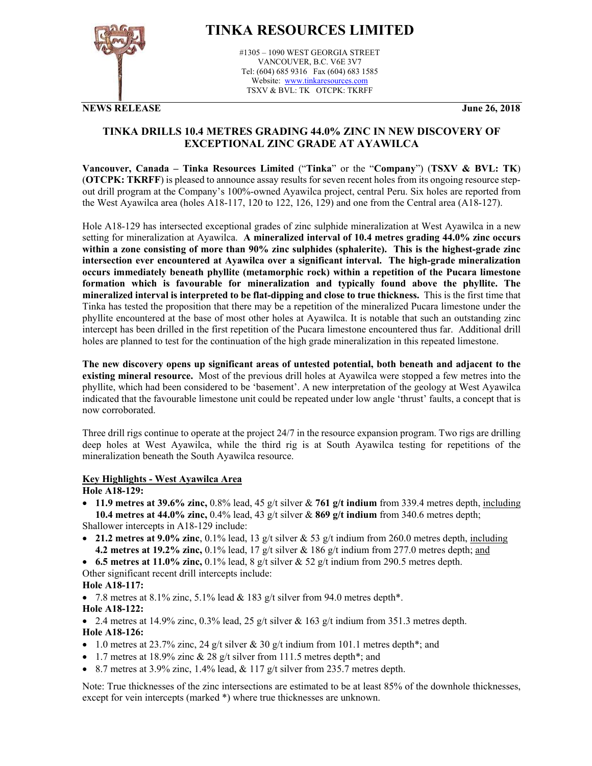# TINKA RESOURCES LIMITED

#1305 – 1090 WEST GEORGIA STREET
VANCOUVER, B.C. V6E 3V7
Tel: (604) 685 9316 Fax (604) 683 1585
Website: www.tinkaresources.com
TSXV & BVL: TK OTCPK: TKRFF

**NEWS RELEASE** **June 26, 2018**

## TINKA DRILLS 10.4 METRES GRADING 44.0% ZINC IN NEW DISCOVERY OF EXCEPTIONAL ZINC GRADE AT AYAWILCA

**Vancouver, Canada – Tinka Resources Limited** ("**Tinka**" or the "**Company**") (**TSXV & BVL: TK**) (**OTCPK: TKRFF**) is pleased to announce assay results for seven recent holes from its ongoing resource step-out drill program at the Company's 100%-owned Ayawilca project, central Peru. Six holes are reported from the West Ayawilca area (holes A18-117, 120 to 122, 126, 129) and one from the Central area (A18-127).

Hole A18-129 has intersected exceptional grades of zinc sulphide mineralization at West Ayawilca in a new setting for mineralization at Ayawilca. **A mineralized interval of 10.4 metres grading 44.0% zinc occurs within a zone consisting of more than 90% zinc sulphides (sphalerite). This is the highest-grade zinc intersection ever encountered at Ayawilca over a significant interval. The high-grade mineralization occurs immediately beneath phyllite (metamorphic rock) within a repetition of the Pucara limestone formation which is favourable for mineralization and typically found above the phyllite. The mineralized interval is interpreted to be flat-dipping and close to true thickness.** This is the first time that Tinka has tested the proposition that there may be a repetition of the mineralized Pucara limestone under the phyllite encountered at the base of most other holes at Ayawilca. It is notable that such an outstanding zinc intercept has been drilled in the first repetition of the Pucara limestone encountered thus far. Additional drill holes are planned to test for the continuation of the high grade mineralization in this repeated limestone.

**The new discovery opens up significant areas of untested potential, both beneath and adjacent to the existing mineral resource.** Most of the previous drill holes at Ayawilca were stopped a few metres into the phyllite, which had been considered to be 'basement'. A new interpretation of the geology at West Ayawilca indicated that the favourable limestone unit could be repeated under low angle 'thrust' faults, a concept that is now corroborated.

Three drill rigs continue to operate at the project 24/7 in the resource expansion program. Two rigs are drilling deep holes at West Ayawilca, while the third rig is at South Ayawilca testing for repetitions of the mineralization beneath the South Ayawilca resource.

### Key Highlights - West Ayawilca Area

**Hole A18-129:**

- **11.9 metres at 39.6% zinc,** 0.8% lead, 45 g/t silver & **761 g/t indium** from 339.4 metres depth, including **10.4 metres at 44.0% zinc,** 0.4% lead, 43 g/t silver & **869 g/t indium** from 340.6 metres depth;

Shallower intercepts in A18-129 include:

- **21.2 metres at 9.0% zinc**, 0.1% lead, 13 g/t silver & 53 g/t indium from 260.0 metres depth, including **4.2 metres at 19.2% zinc,** 0.1% lead, 17 g/t silver & 186 g/t indium from 277.0 metres depth; and
- **6.5 metres at 11.0% zinc,** 0.1% lead, 8 g/t silver & 52 g/t indium from 290.5 metres depth.

Other significant recent drill intercepts include:

**Hole A18-117:**

- 7.8 metres at 8.1% zinc, 5.1% lead & 183 g/t silver from 94.0 metres depth*.

**Hole A18-122:**

- 2.4 metres at 14.9% zinc, 0.3% lead, 25 g/t silver & 163 g/t indium from 351.3 metres depth.

**Hole A18-126:**

- 1.0 metres at 23.7% zinc, 24 g/t silver & 30 g/t indium from 101.1 metres depth*; and
- 1.7 metres at 18.9% zinc & 28 g/t silver from 111.5 metres depth*; and
- 8.7 metres at 3.9% zinc, 1.4% lead, & 117 g/t silver from 235.7 metres depth.

Note: True thicknesses of the zinc intersections are estimated to be at least 85% of the downhole thicknesses, except for vein intercepts (marked *) where true thicknesses are unknown.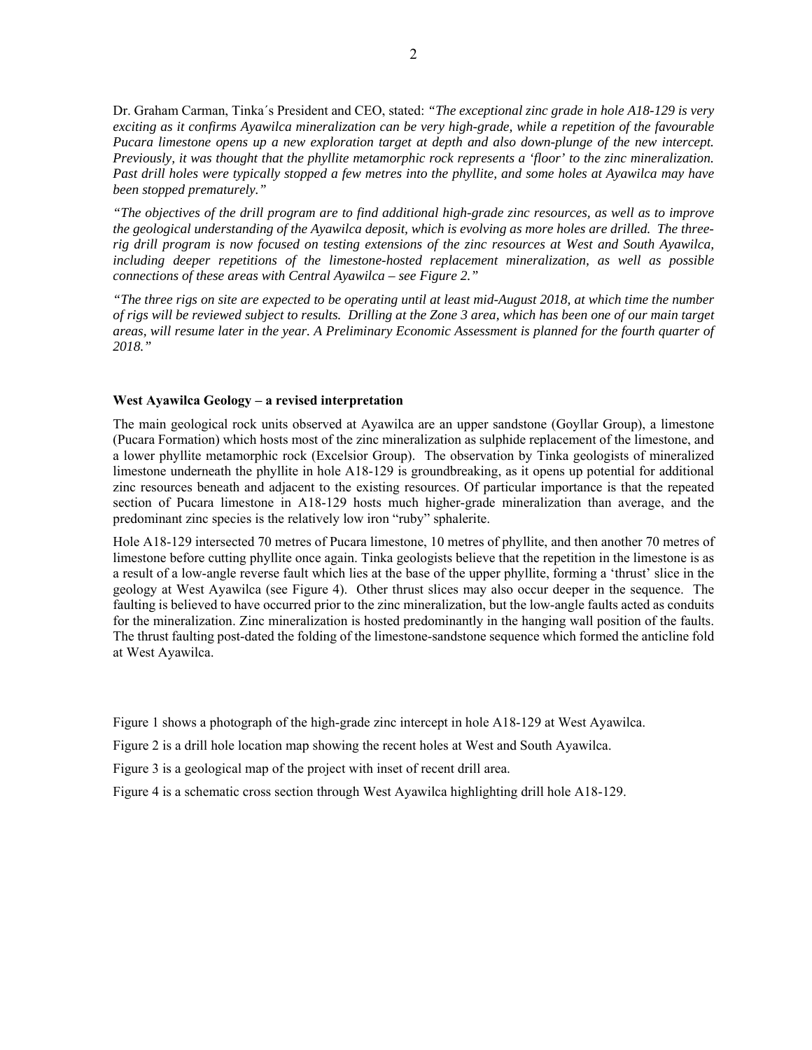Dr. Graham Carman, Tinka´s President and CEO, stated: *"The exceptional zinc grade in hole A18-129 is very exciting as it confirms Ayawilca mineralization can be very high-grade, while a repetition of the favourable Pucara limestone opens up a new exploration target at depth and also down-plunge of the new intercept. Previously, it was thought that the phyllite metamorphic rock represents a 'floor' to the zinc mineralization. Past drill holes were typically stopped a few metres into the phyllite, and some holes at Ayawilca may have been stopped prematurely."*

*"The objectives of the drill program are to find additional high-grade zinc resources, as well as to improve the geological understanding of the Ayawilca deposit, which is evolving as more holes are drilled. The three-rig drill program is now focused on testing extensions of the zinc resources at West and South Ayawilca, including deeper repetitions of the limestone-hosted replacement mineralization, as well as possible connections of these areas with Central Ayawilca – see Figure 2."*

*"The three rigs on site are expected to be operating until at least mid-August 2018, at which time the number of rigs will be reviewed subject to results. Drilling at the Zone 3 area, which has been one of our main target areas, will resume later in the year. A Preliminary Economic Assessment is planned for the fourth quarter of 2018."*

**West Ayawilca Geology – a revised interpretation**

The main geological rock units observed at Ayawilca are an upper sandstone (Goyllar Group), a limestone (Pucara Formation) which hosts most of the zinc mineralization as sulphide replacement of the limestone, and a lower phyllite metamorphic rock (Excelsior Group). The observation by Tinka geologists of mineralized limestone underneath the phyllite in hole A18-129 is groundbreaking, as it opens up potential for additional zinc resources beneath and adjacent to the existing resources. Of particular importance is that the repeated section of Pucara limestone in A18-129 hosts much higher-grade mineralization than average, and the predominant zinc species is the relatively low iron "ruby" sphalerite.

Hole A18-129 intersected 70 metres of Pucara limestone, 10 metres of phyllite, and then another 70 metres of limestone before cutting phyllite once again. Tinka geologists believe that the repetition in the limestone is as a result of a low-angle reverse fault which lies at the base of the upper phyllite, forming a 'thrust' slice in the geology at West Ayawilca (see Figure 4). Other thrust slices may also occur deeper in the sequence. The faulting is believed to have occurred prior to the zinc mineralization, but the low-angle faults acted as conduits for the mineralization. Zinc mineralization is hosted predominantly in the hanging wall position of the faults. The thrust faulting post-dated the folding of the limestone-sandstone sequence which formed the anticline fold at West Ayawilca.

Figure 1 shows a photograph of the high-grade zinc intercept in hole A18-129 at West Ayawilca.

Figure 2 is a drill hole location map showing the recent holes at West and South Ayawilca.

Figure 3 is a geological map of the project with inset of recent drill area.

Figure 4 is a schematic cross section through West Ayawilca highlighting drill hole A18-129.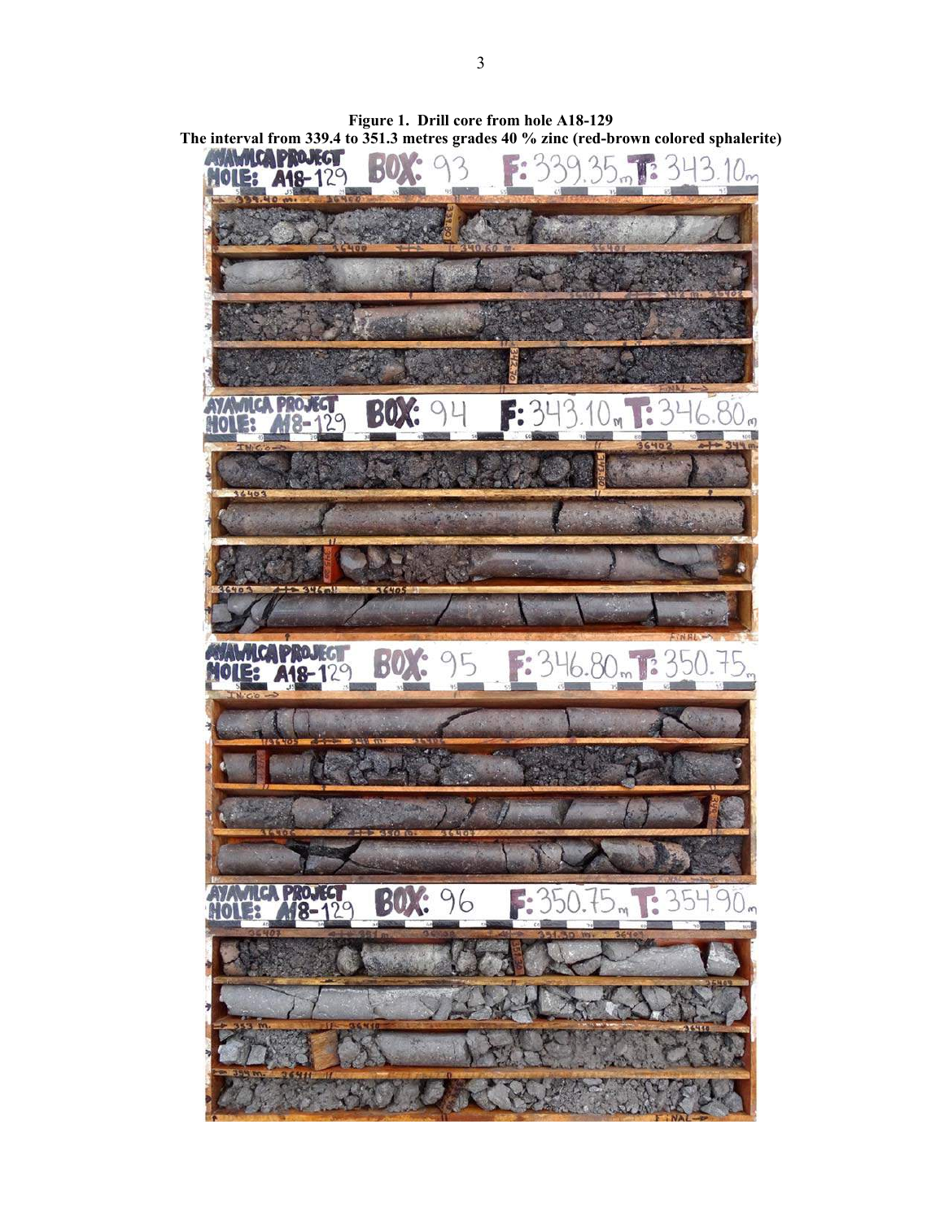**Figure 1. Drill core from hole A18-129**
**The interval from 339.4 to 351.3 metres grades 40 % zinc (red-brown colored sphalerite)**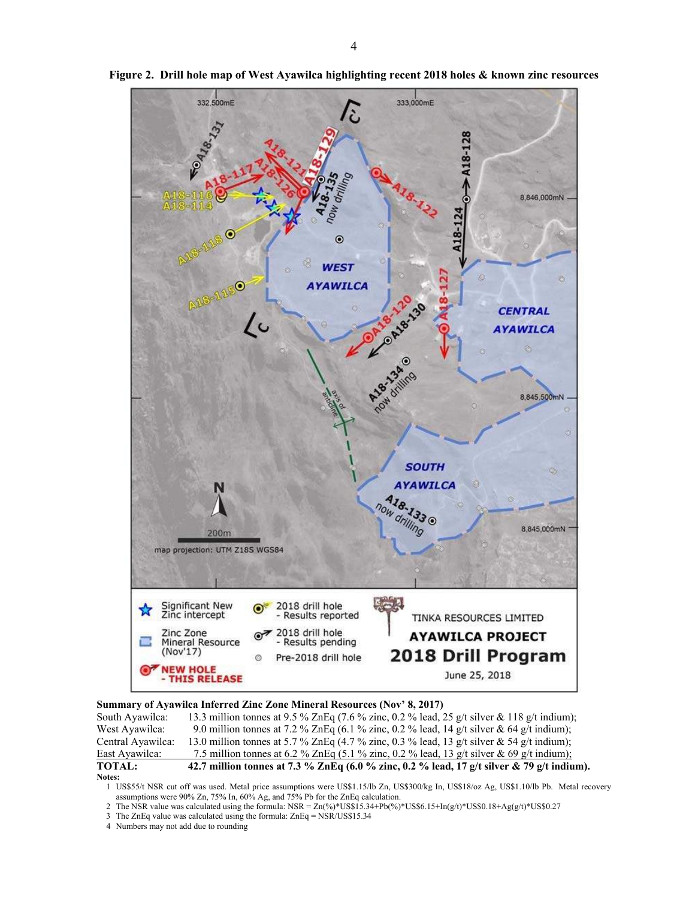**Figure 2. Drill hole map of West Ayawilca highlighting recent 2018 holes & known zinc resources**

**Summary of Ayawilca Inferred Zinc Zone Mineral Resources (Nov' 8, 2017)**

| | |
|---|---|
| South Ayawilca: | 13.3 million tonnes at 9.5 % ZnEq (7.6 % zinc, 0.2 % lead, 25 g/t silver & 118 g/t indium); |
| West Ayawilca: | 9.0 million tonnes at 7.2 % ZnEq (6.1 % zinc, 0.2 % lead, 14 g/t silver & 64 g/t indium); |
| Central Ayawilca: | 13.0 million tonnes at 5.7 % ZnEq (4.7 % zinc, 0.3 % lead, 13 g/t silver & 54 g/t indium); |
| East Ayawilca: | 7.5 million tonnes at 6.2 % ZnEq (5.1 % zinc, 0.2 % lead, 13 g/t silver & 69 g/t indium); |
| **TOTAL:** | **42.7 million tonnes at 7.3 % ZnEq (6.0 % zinc, 0.2 % lead, 17 g/t silver & 79 g/t indium).** |

**Notes:**

1. US$55/t NSR cut off was used. Metal price assumptions were US$1.15/lb Zn, US$300/kg In, US$18/oz Ag, US$1.10/lb Pb. Metal recovery assumptions were 90% Zn, 75% In, 60% Ag, and 75% Pb for the ZnEq calculation.
2. The NSR value was calculated using the formula: NSR = Zn(%)*US$15.34+Pb(%)*US$6.15+In(g/t)*US$0.18+Ag(g/t)*US$0.27
3. The ZnEq value was calculated using the formula: ZnEq = NSR/US$15.34
4. Numbers may not add due to rounding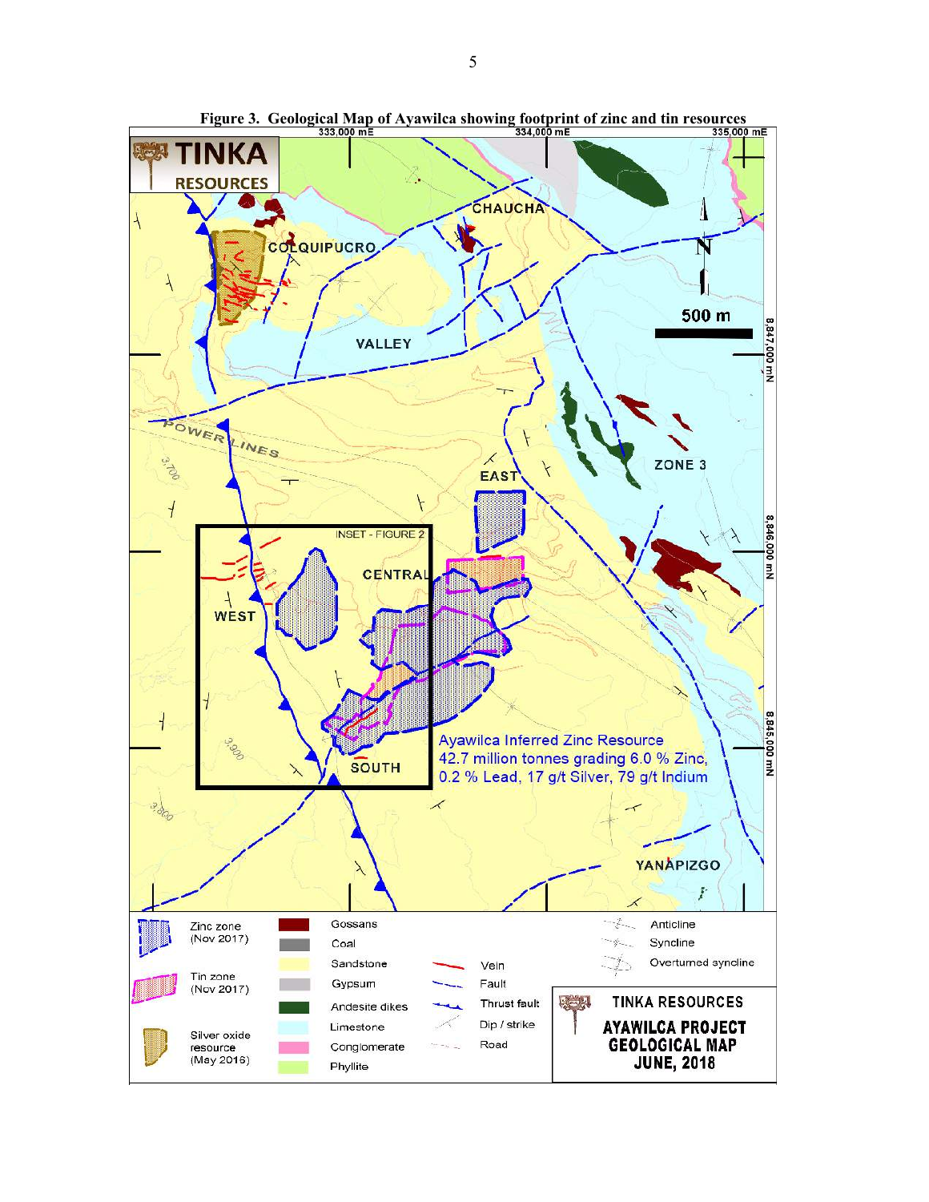**Figure 3. Geological Map of Ayawilca showing footprint of zinc and tin resources**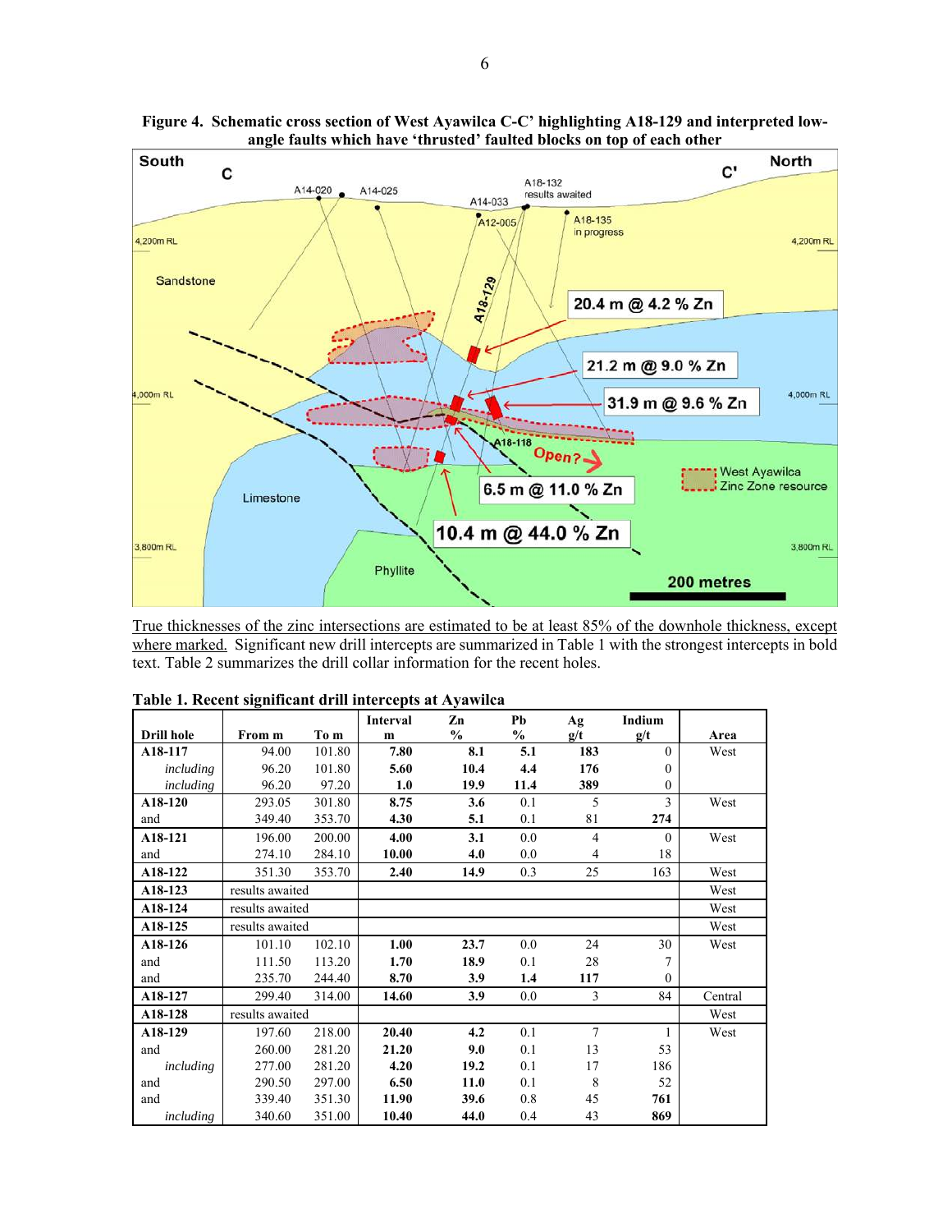**Figure 4. Schematic cross section of West Ayawilca C-C' highlighting A18-129 and interpreted low-angle faults which have 'thrusted' faulted blocks on top of each other**

True thicknesses of the zinc intersections are estimated to be at least 85% of the downhole thickness, except where marked. Significant new drill intercepts are summarized in Table 1 with the strongest intercepts in bold text. Table 2 summarizes the drill collar information for the recent holes.

**Table 1. Recent significant drill intercepts at Ayawilca**

| Drill hole | From m | To m | Interval m | Zn % | Pb % | Ag g/t | Indium g/t | Area |
|---|---|---|---|---|---|---|---|---|
| **A18-117** | 94.00 | 101.80 | **7.80** | **8.1** | **5.1** | **183** | 0 | West |
| *including* | 96.20 | 101.80 | **5.60** | **10.4** | **4.4** | **176** | 0 | |
| *including* | 96.20 | 97.20 | **1.0** | **19.9** | **11.4** | **389** | 0 | |
| **A18-120** | 293.05 | 301.80 | **8.75** | **3.6** | 0.1 | 5 | 3 | West |
| and | 349.40 | 353.70 | **4.30** | **5.1** | 0.1 | 81 | **274** | |
| **A18-121** | 196.00 | 200.00 | **4.00** | **3.1** | 0.0 | 4 | 0 | West |
| and | 274.10 | 284.10 | **10.00** | **4.0** | 0.0 | 4 | 18 | |
| **A18-122** | 351.30 | 353.70 | **2.40** | **14.9** | 0.3 | 25 | 163 | West |
| **A18-123** | results awaited | | | | | | | West |
| **A18-124** | results awaited | | | | | | | West |
| **A18-125** | results awaited | | | | | | | West |
| **A18-126** | 101.10 | 102.10 | **1.00** | **23.7** | 0.0 | 24 | 30 | West |
| and | 111.50 | 113.20 | **1.70** | **18.9** | 0.1 | 28 | 7 | |
| and | 235.70 | 244.40 | **8.70** | **3.9** | **1.4** | **117** | 0 | |
| **A18-127** | 299.40 | 314.00 | **14.60** | **3.9** | 0.0 | 3 | 84 | Central |
| **A18-128** | results awaited | | | | | | | West |
| **A18-129** | 197.60 | 218.00 | **20.40** | **4.2** | 0.1 | 7 | 1 | West |
| and | 260.00 | 281.20 | **21.20** | **9.0** | 0.1 | 13 | 53 | |
| *including* | 277.00 | 281.20 | **4.20** | **19.2** | 0.1 | 17 | 186 | |
| and | 290.50 | 297.00 | **6.50** | **11.0** | 0.1 | 8 | 52 | |
| and | 339.40 | 351.30 | **11.90** | **39.6** | **0.8** | 45 | **761** | |
| *including* | 340.60 | 351.00 | **10.40** | **44.0** | 0.4 | 43 | **869** | |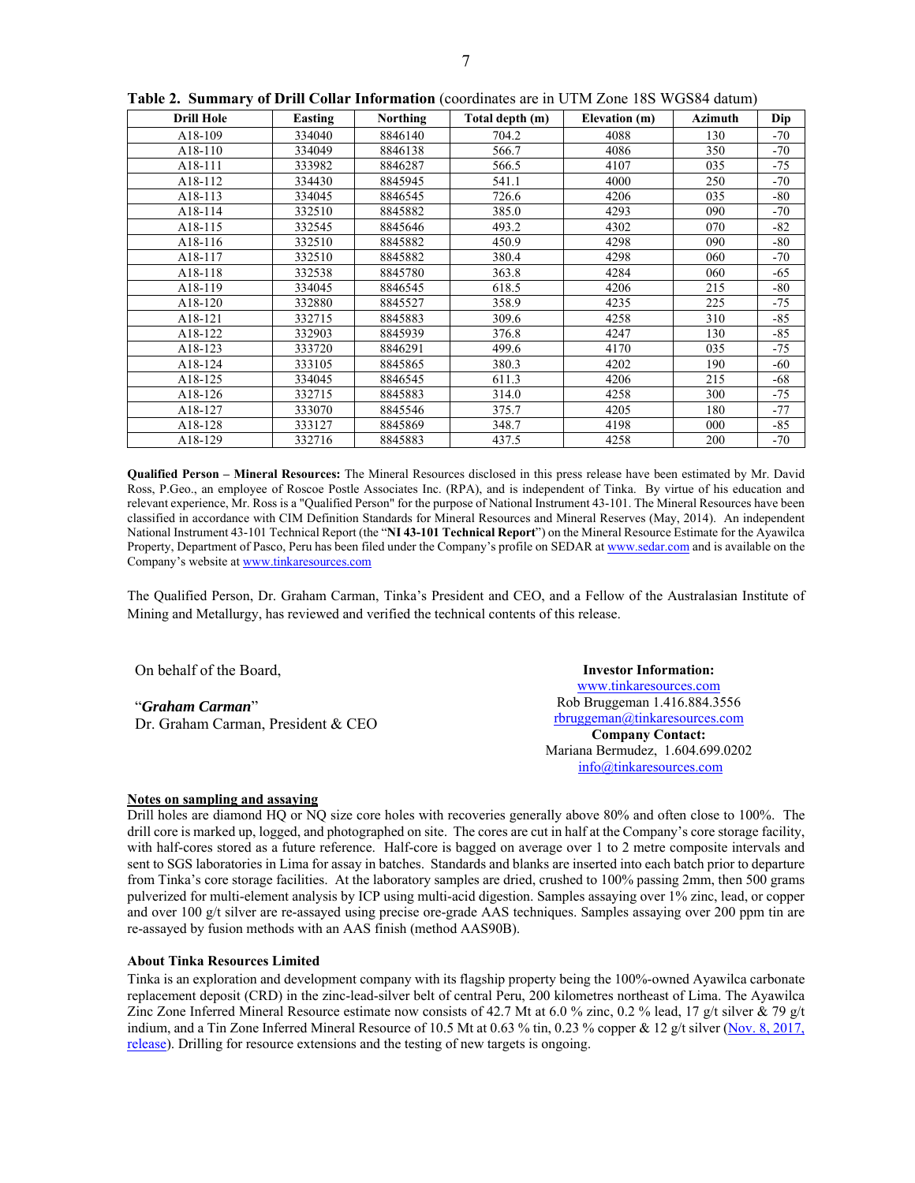**Table 2. Summary of Drill Collar Information** (coordinates are in UTM Zone 18S WGS84 datum)

| Drill Hole | Easting | Northing | Total depth (m) | Elevation (m) | Azimuth | Dip |
|---|---|---|---|---|---|---|
| A18-109 | 334040 | 8846140 | 704.2 | 4088 | 130 | -70 |
| A18-110 | 334049 | 8846138 | 566.7 | 4086 | 350 | -70 |
| A18-111 | 333982 | 8846287 | 566.5 | 4107 | 035 | -75 |
| A18-112 | 334430 | 8845945 | 541.1 | 4000 | 250 | -70 |
| A18-113 | 334045 | 8846545 | 726.6 | 4206 | 035 | -80 |
| A18-114 | 332510 | 8845882 | 385.0 | 4293 | 090 | -70 |
| A18-115 | 332545 | 8845646 | 493.2 | 4302 | 070 | -82 |
| A18-116 | 332510 | 8845882 | 450.9 | 4298 | 090 | -80 |
| A18-117 | 332510 | 8845882 | 380.4 | 4298 | 060 | -70 |
| A18-118 | 332538 | 8845780 | 363.8 | 4284 | 060 | -65 |
| A18-119 | 334045 | 8846545 | 618.5 | 4206 | 215 | -80 |
| A18-120 | 332880 | 8845527 | 358.9 | 4235 | 225 | -75 |
| A18-121 | 332715 | 8845883 | 309.6 | 4258 | 310 | -85 |
| A18-122 | 332903 | 8845939 | 376.8 | 4247 | 130 | -85 |
| A18-123 | 333720 | 8846291 | 499.6 | 4170 | 035 | -75 |
| A18-124 | 333105 | 8845865 | 380.3 | 4202 | 190 | -60 |
| A18-125 | 334045 | 8846545 | 611.3 | 4206 | 215 | -68 |
| A18-126 | 332715 | 8845883 | 314.0 | 4258 | 300 | -75 |
| A18-127 | 333070 | 8845546 | 375.7 | 4205 | 180 | -77 |
| A18-128 | 333127 | 8845869 | 348.7 | 4198 | 000 | -85 |
| A18-129 | 332716 | 8845883 | 437.5 | 4258 | 200 | -70 |

**Qualified Person – Mineral Resources:** The Mineral Resources disclosed in this press release have been estimated by Mr. David Ross, P.Geo., an employee of Roscoe Postle Associates Inc. (RPA), and is independent of Tinka. By virtue of his education and relevant experience, Mr. Ross is a "Qualified Person" for the purpose of National Instrument 43-101. The Mineral Resources have been classified in accordance with CIM Definition Standards for Mineral Resources and Mineral Reserves (May, 2014). An independent National Instrument 43-101 Technical Report (the "**NI 43-101 Technical Report**") on the Mineral Resource Estimate for the Ayawilca Property, Department of Pasco, Peru has been filed under the Company's profile on SEDAR at www.sedar.com and is available on the Company's website at www.tinkaresources.com

The Qualified Person, Dr. Graham Carman, Tinka's President and CEO, and a Fellow of the Australasian Institute of Mining and Metallurgy, has reviewed and verified the technical contents of this release.

On behalf of the Board,

"***Graham Carman***"
Dr. Graham Carman, President & CEO

**Investor Information:**
www.tinkaresources.com
Rob Bruggeman 1.416.884.3556
rbruggeman@tinkaresources.com
**Company Contact:**
Mariana Bermudez, 1.604.699.0202
info@tinkaresources.com

**Notes on sampling and assaying**

Drill holes are diamond HQ or NQ size core holes with recoveries generally above 80% and often close to 100%. The drill core is marked up, logged, and photographed on site. The cores are cut in half at the Company's core storage facility, with half-cores stored as a future reference. Half-core is bagged on average over 1 to 2 metre composite intervals and sent to SGS laboratories in Lima for assay in batches. Standards and blanks are inserted into each batch prior to departure from Tinka's core storage facilities. At the laboratory samples are dried, crushed to 100% passing 2mm, then 500 grams pulverized for multi-element analysis by ICP using multi-acid digestion. Samples assaying over 1% zinc, lead, or copper and over 100 g/t silver are re-assayed using precise ore-grade AAS techniques. Samples assaying over 200 ppm tin are re-assayed by fusion methods with an AAS finish (method AAS90B).

**About Tinka Resources Limited**

Tinka is an exploration and development company with its flagship property being the 100%-owned Ayawilca carbonate replacement deposit (CRD) in the zinc-lead-silver belt of central Peru, 200 kilometres northeast of Lima. The Ayawilca Zinc Zone Inferred Mineral Resource estimate now consists of 42.7 Mt at 6.0 % zinc, 0.2 % lead, 17 g/t silver & 79 g/t indium, and a Tin Zone Inferred Mineral Resource of 10.5 Mt at 0.63 % tin, 0.23 % copper & 12 g/t silver (Nov. 8, 2017, release). Drilling for resource extensions and the testing of new targets is ongoing.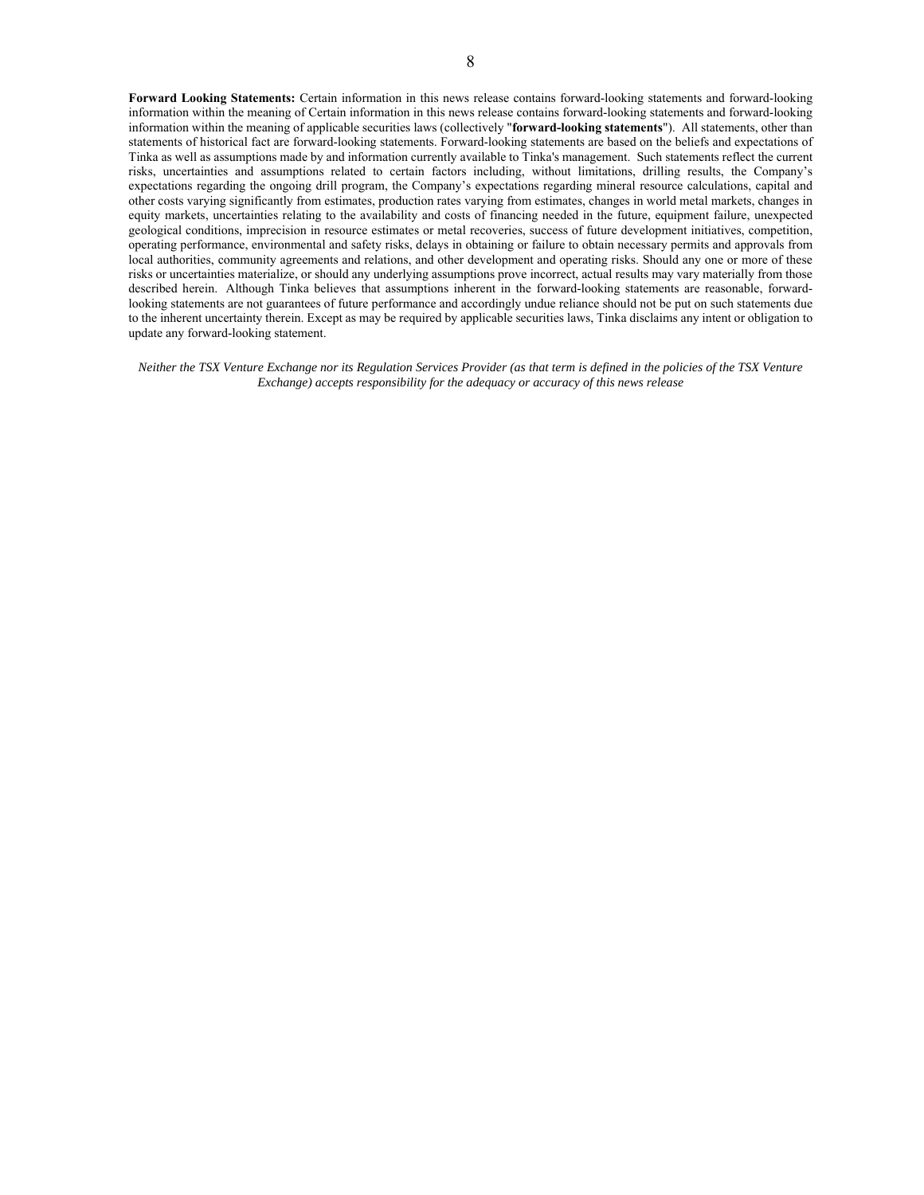**Forward Looking Statements:** Certain information in this news release contains forward-looking statements and forward-looking information within the meaning of Certain information in this news release contains forward-looking statements and forward-looking information within the meaning of applicable securities laws (collectively "**forward-looking statements**"). All statements, other than statements of historical fact are forward-looking statements. Forward-looking statements are based on the beliefs and expectations of Tinka as well as assumptions made by and information currently available to Tinka's management. Such statements reflect the current risks, uncertainties and assumptions related to certain factors including, without limitations, drilling results, the Company's expectations regarding the ongoing drill program, the Company's expectations regarding mineral resource calculations, capital and other costs varying significantly from estimates, production rates varying from estimates, changes in world metal markets, changes in equity markets, uncertainties relating to the availability and costs of financing needed in the future, equipment failure, unexpected geological conditions, imprecision in resource estimates or metal recoveries, success of future development initiatives, competition, operating performance, environmental and safety risks, delays in obtaining or failure to obtain necessary permits and approvals from local authorities, community agreements and relations, and other development and operating risks. Should any one or more of these risks or uncertainties materialize, or should any underlying assumptions prove incorrect, actual results may vary materially from those described herein. Although Tinka believes that assumptions inherent in the forward-looking statements are reasonable, forward-looking statements are not guarantees of future performance and accordingly undue reliance should not be put on such statements due to the inherent uncertainty therein. Except as may be required by applicable securities laws, Tinka disclaims any intent or obligation to update any forward-looking statement.

*Neither the TSX Venture Exchange nor its Regulation Services Provider (as that term is defined in the policies of the TSX Venture Exchange) accepts responsibility for the adequacy or accuracy of this news release*